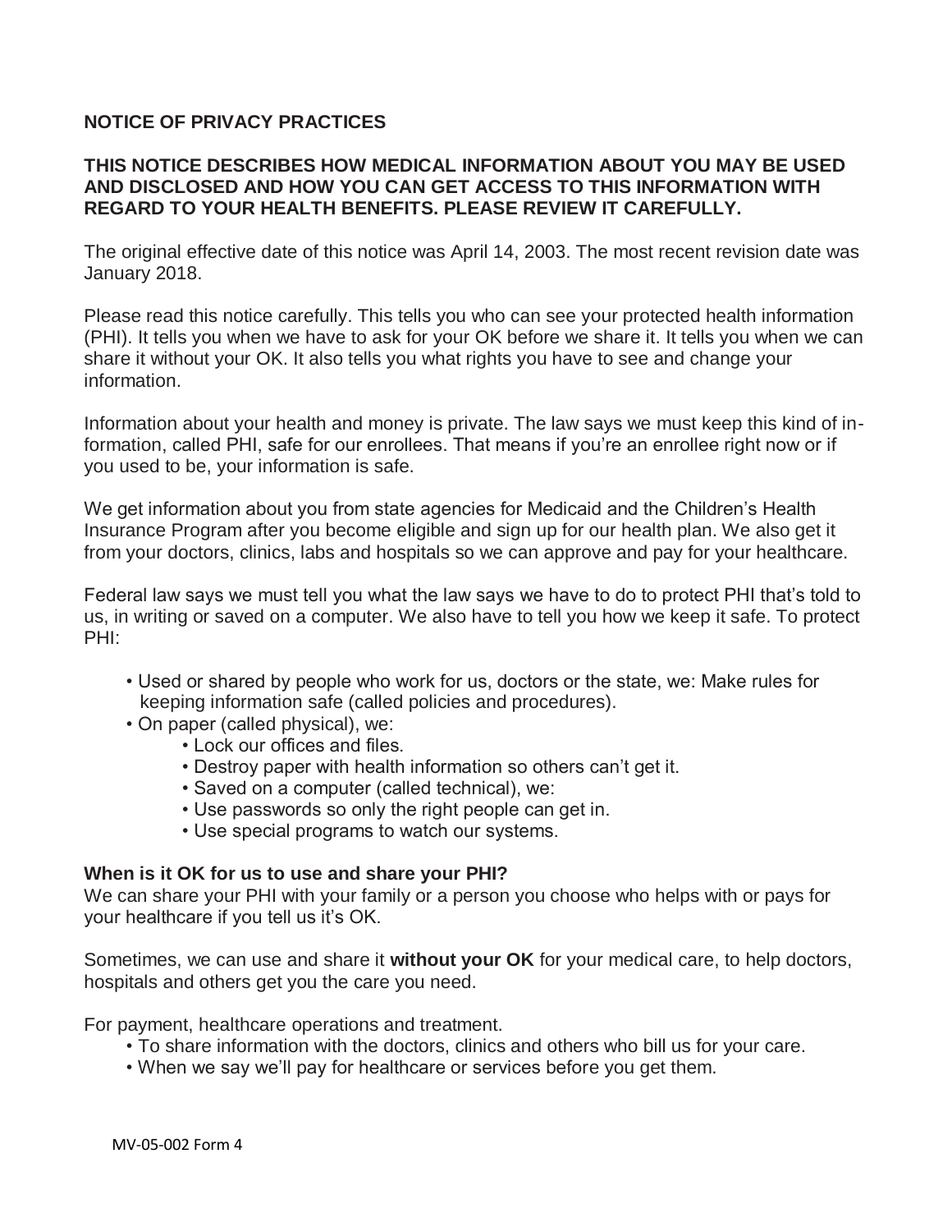## NOTICE OF PRIVACY PRACTICES

**THIS NOTICE DESCRIBES HOW MEDICAL INFORMATION ABOUT YOU MAY BE USED AND DISCLOSED AND HOW YOU CAN GET ACCESS TO THIS INFORMATION WITH REGARD TO YOUR HEALTH BENEFITS. PLEASE REVIEW IT CAREFULLY.**

The original effective date of this notice was April 14, 2003. The most recent revision date was January 2018.

Please read this notice carefully. This tells you who can see your protected health information (PHI). It tells you when we have to ask for your OK before we share it. It tells you when we can share it without your OK. It also tells you what rights you have to see and change your information.

Information about your health and money is private. The law says we must keep this kind of information, called PHI, safe for our enrollees. That means if you're an enrollee right now or if you used to be, your information is safe.

We get information about you from state agencies for Medicaid and the Children's Health Insurance Program after you become eligible and sign up for our health plan. We also get it from your doctors, clinics, labs and hospitals so we can approve and pay for your healthcare.

Federal law says we must tell you what the law says we have to do to protect PHI that's told to us, in writing or saved on a computer. We also have to tell you how we keep it safe. To protect PHI:

- Used or shared by people who work for us, doctors or the state, we: Make rules for keeping information safe (called policies and procedures).
- On paper (called physical), we:
  - Lock our offices and files.
  - Destroy paper with health information so others can't get it.
  - Saved on a computer (called technical), we:
  - Use passwords so only the right people can get in.
  - Use special programs to watch our systems.

### When is it OK for us to use and share your PHI?

We can share your PHI with your family or a person you choose who helps with or pays for your healthcare if you tell us it's OK.

Sometimes, we can use and share it **without your OK** for your medical care, to help doctors, hospitals and others get you the care you need.

For payment, healthcare operations and treatment.

- To share information with the doctors, clinics and others who bill us for your care.
- When we say we'll pay for healthcare or services before you get them.

MV-05-002 Form 4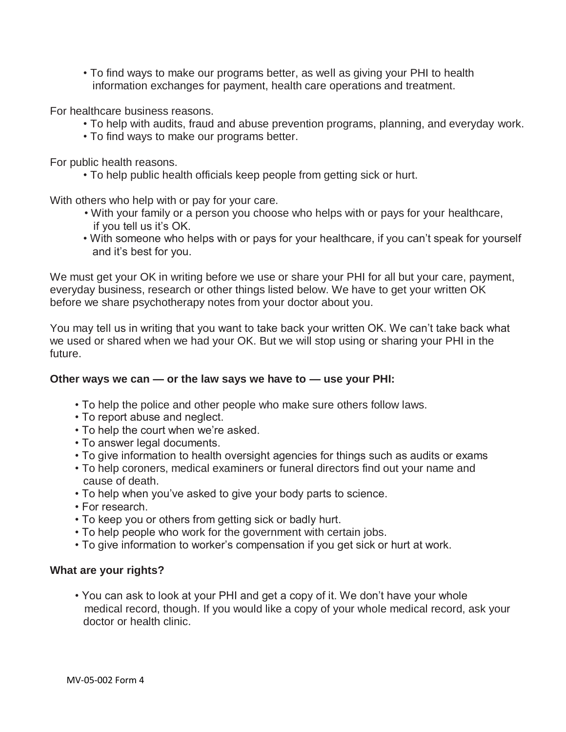- To find ways to make our programs better, as well as giving your PHI to health information exchanges for payment, health care operations and treatment.

For healthcare business reasons.

- To help with audits, fraud and abuse prevention programs, planning, and everyday work.
- To find ways to make our programs better.

For public health reasons.

- To help public health officials keep people from getting sick or hurt.

With others who help with or pay for your care.

- With your family or a person you choose who helps with or pays for your healthcare, if you tell us it's OK.
- With someone who helps with or pays for your healthcare, if you can't speak for yourself and it's best for you.

We must get your OK in writing before we use or share your PHI for all but your care, payment, everyday business, research or other things listed below. We have to get your written OK before we share psychotherapy notes from your doctor about you.

You may tell us in writing that you want to take back your written OK. We can't take back what we used or shared when we had your OK. But we will stop using or sharing your PHI in the future.

**Other ways we can — or the law says we have to — use your PHI:**

- To help the police and other people who make sure others follow laws.
- To report abuse and neglect.
- To help the court when we're asked.
- To answer legal documents.
- To give information to health oversight agencies for things such as audits or exams
- To help coroners, medical examiners or funeral directors find out your name and cause of death.
- To help when you've asked to give your body parts to science.
- For research.
- To keep you or others from getting sick or badly hurt.
- To help people who work for the government with certain jobs.
- To give information to worker's compensation if you get sick or hurt at work.

**What are your rights?**

- You can ask to look at your PHI and get a copy of it. We don't have your whole medical record, though. If you would like a copy of your whole medical record, ask your doctor or health clinic.

MV-05-002 Form 4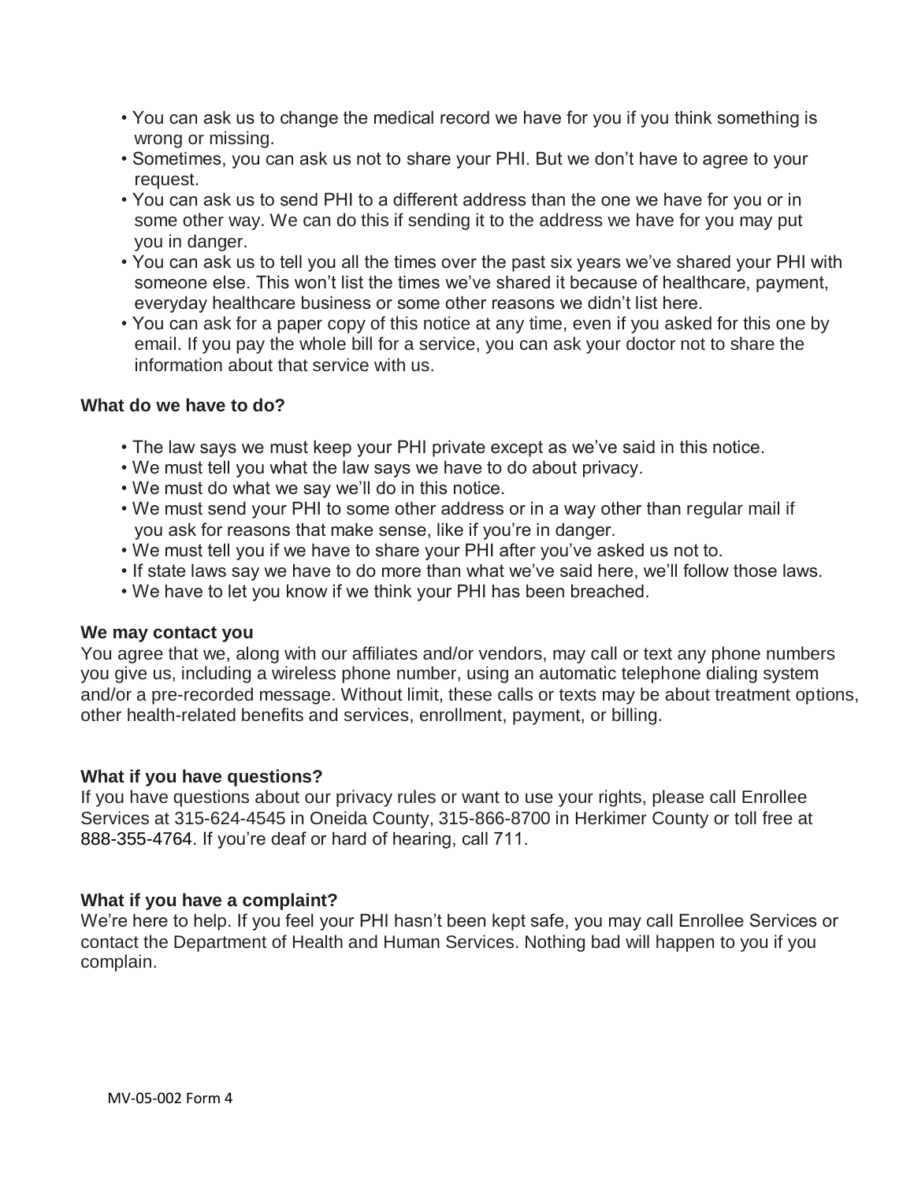- You can ask us to change the medical record we have for you if you think something is wrong or missing.
- Sometimes, you can ask us not to share your PHI. But we don't have to agree to your request.
- You can ask us to send PHI to a different address than the one we have for you or in some other way. We can do this if sending it to the address we have for you may put you in danger.
- You can ask us to tell you all the times over the past six years we've shared your PHI with someone else. This won't list the times we've shared it because of healthcare, payment, everyday healthcare business or some other reasons we didn't list here.
- You can ask for a paper copy of this notice at any time, even if you asked for this one by email. If you pay the whole bill for a service, you can ask your doctor not to share the information about that service with us.

**What do we have to do?**

- The law says we must keep your PHI private except as we've said in this notice.
- We must tell you what the law says we have to do about privacy.
- We must do what we say we'll do in this notice.
- We must send your PHI to some other address or in a way other than regular mail if you ask for reasons that make sense, like if you're in danger.
- We must tell you if we have to share your PHI after you've asked us not to.
- If state laws say we have to do more than what we've said here, we'll follow those laws.
- We have to let you know if we think your PHI has been breached.

**We may contact you**

You agree that we, along with our affiliates and/or vendors, may call or text any phone numbers you give us, including a wireless phone number, using an automatic telephone dialing system and/or a pre-recorded message. Without limit, these calls or texts may be about treatment options, other health-related benefits and services, enrollment, payment, or billing.

**What if you have questions?**

If you have questions about our privacy rules or want to use your rights, please call Enrollee Services at 315-624-4545 in Oneida County, 315-866-8700 in Herkimer County or toll free at 888-355-4764. If you're deaf or hard of hearing, call 711.

**What if you have a complaint?**

We're here to help. If you feel your PHI hasn't been kept safe, you may call Enrollee Services or contact the Department of Health and Human Services. Nothing bad will happen to you if you complain.

MV-05-002 Form 4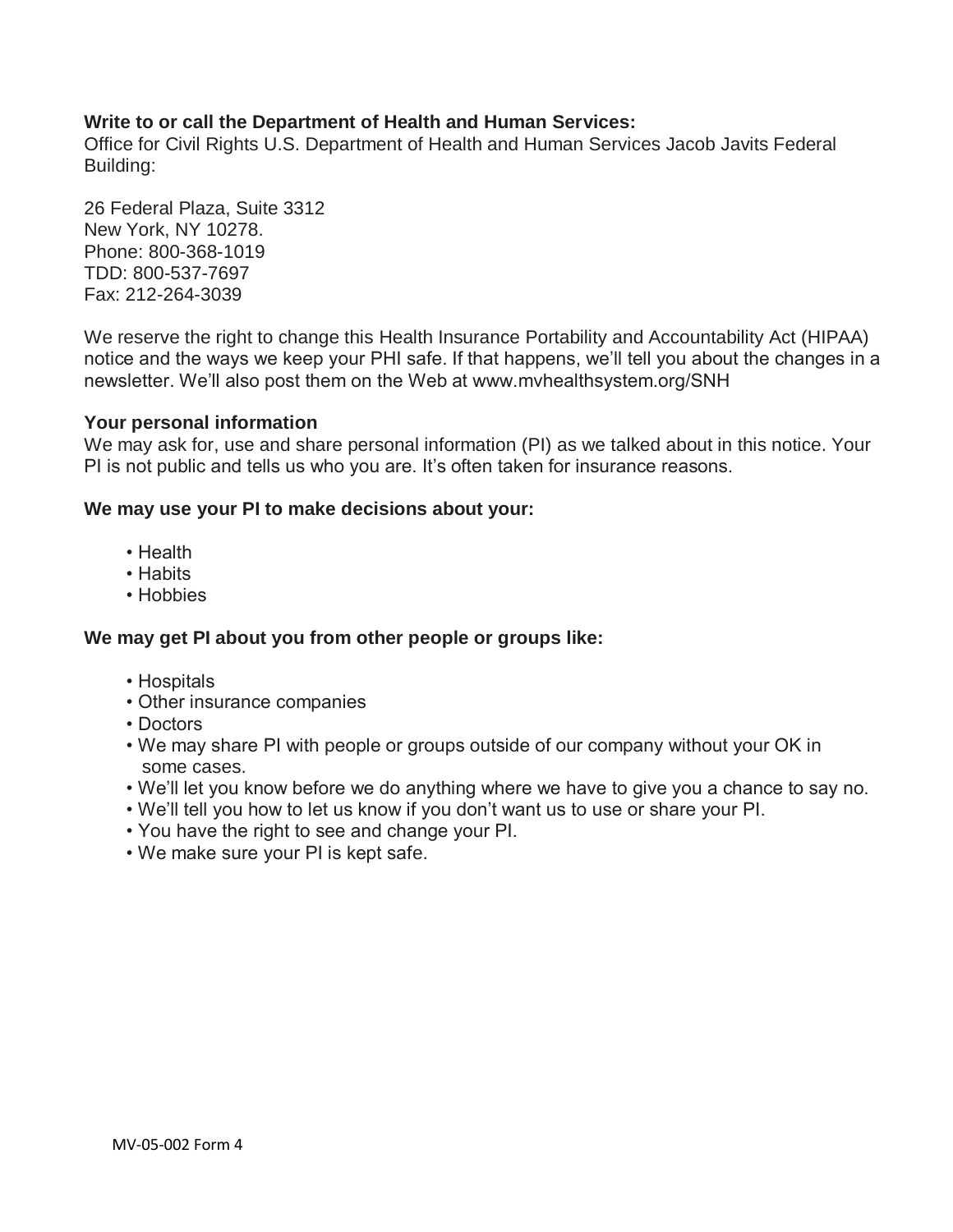**Write to or call the Department of Health and Human Services:**
Office for Civil Rights U.S. Department of Health and Human Services Jacob Javits Federal Building:

26 Federal Plaza, Suite 3312
New York, NY 10278.
Phone: 800-368-1019
TDD: 800-537-7697
Fax: 212-264-3039

We reserve the right to change this Health Insurance Portability and Accountability Act (HIPAA) notice and the ways we keep your PHI safe. If that happens, we'll tell you about the changes in a newsletter. We'll also post them on the Web at www.mvhealthsystem.org/SNH

**Your personal information**
We may ask for, use and share personal information (PI) as we talked about in this notice. Your PI is not public and tells us who you are. It's often taken for insurance reasons.

**We may use your PI to make decisions about your:**

- Health
- Habits
- Hobbies

**We may get PI about you from other people or groups like:**

- Hospitals
- Other insurance companies
- Doctors
- We may share PI with people or groups outside of our company without your OK in some cases.
- We'll let you know before we do anything where we have to give you a chance to say no.
- We'll tell you how to let us know if you don't want us to use or share your PI.
- You have the right to see and change your PI.
- We make sure your PI is kept safe.

MV-05-002 Form 4